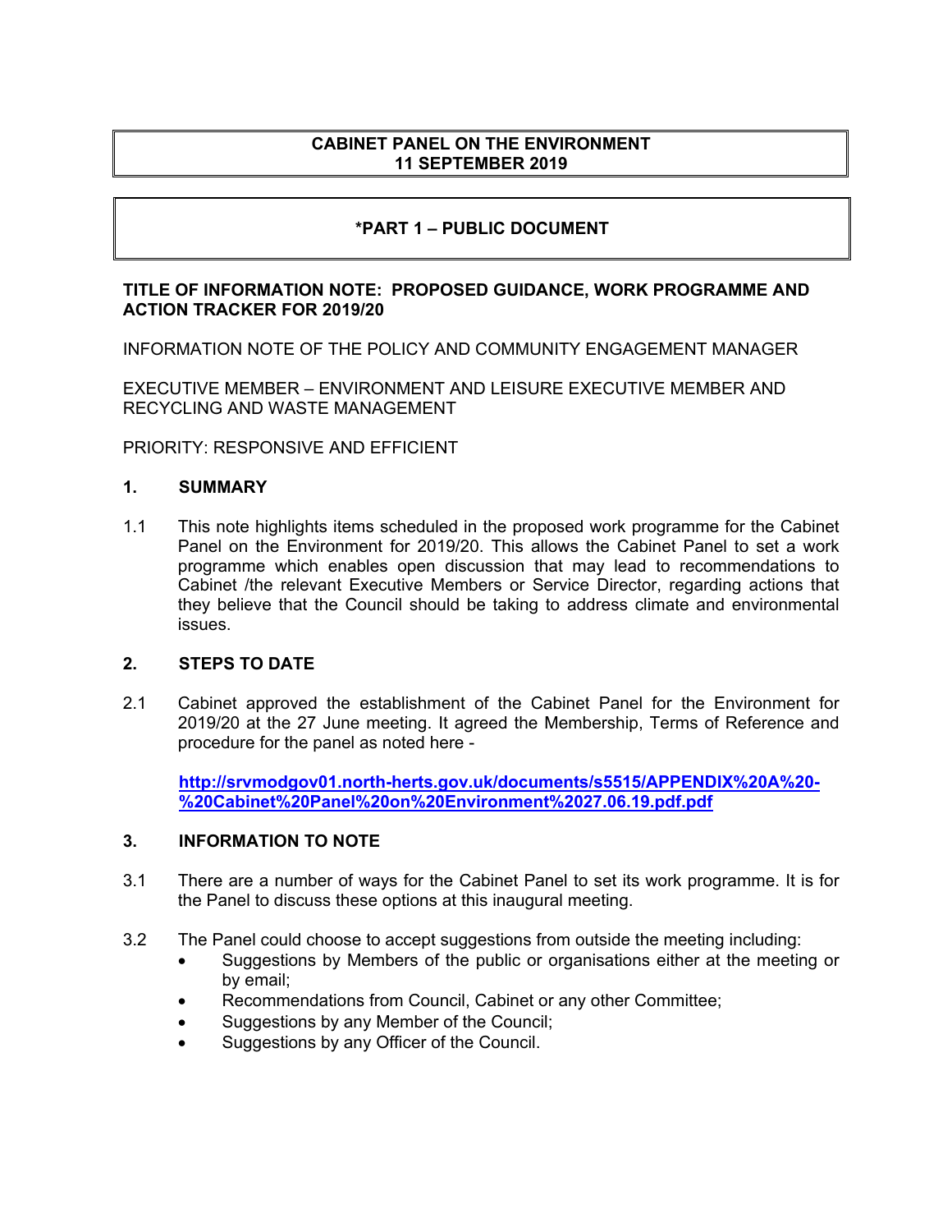**CABINET PANEL ON THE ENVIRONMENT**
**11 SEPTEMBER 2019**

**\*PART 1 – PUBLIC DOCUMENT**

**TITLE OF INFORMATION NOTE: PROPOSED GUIDANCE, WORK PROGRAMME AND ACTION TRACKER FOR 2019/20**

INFORMATION NOTE OF THE POLICY AND COMMUNITY ENGAGEMENT MANAGER

EXECUTIVE MEMBER – ENVIRONMENT AND LEISURE EXECUTIVE MEMBER AND RECYCLING AND WASTE MANAGEMENT

PRIORITY: RESPONSIVE AND EFFICIENT

## 1. SUMMARY

1.1 This note highlights items scheduled in the proposed work programme for the Cabinet Panel on the Environment for 2019/20. This allows the Cabinet Panel to set a work programme which enables open discussion that may lead to recommendations to Cabinet /the relevant Executive Members or Service Director, regarding actions that they believe that the Council should be taking to address climate and environmental issues.

## 2. STEPS TO DATE

2.1 Cabinet approved the establishment of the Cabinet Panel for the Environment for 2019/20 at the 27 June meeting. It agreed the Membership, Terms of Reference and procedure for the panel as noted here -

**http://srvmodgov01.north-herts.gov.uk/documents/s5515/APPENDIX%20A%20-%20Cabinet%20Panel%20on%20Environment%2027.06.19.pdf.pdf**

## 3. INFORMATION TO NOTE

3.1 There are a number of ways for the Cabinet Panel to set its work programme. It is for the Panel to discuss these options at this inaugural meeting.

3.2 The Panel could choose to accept suggestions from outside the meeting including:

- Suggestions by Members of the public or organisations either at the meeting or by email;
- Recommendations from Council, Cabinet or any other Committee;
- Suggestions by any Member of the Council;
- Suggestions by any Officer of the Council.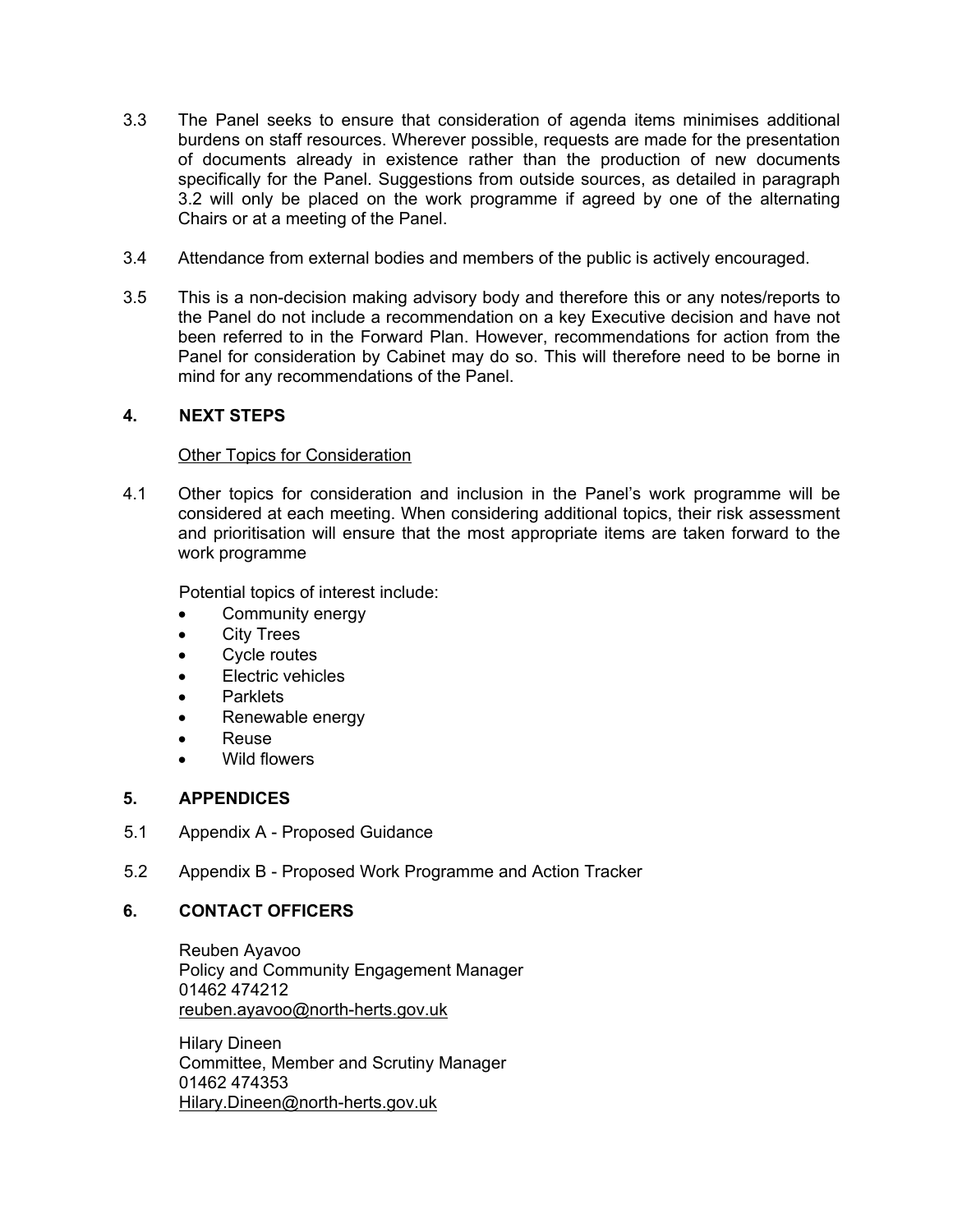3.3 The Panel seeks to ensure that consideration of agenda items minimises additional burdens on staff resources. Wherever possible, requests are made for the presentation of documents already in existence rather than the production of new documents specifically for the Panel. Suggestions from outside sources, as detailed in paragraph 3.2 will only be placed on the work programme if agreed by one of the alternating Chairs or at a meeting of the Panel.

3.4 Attendance from external bodies and members of the public is actively encouraged.

3.5 This is a non-decision making advisory body and therefore this or any notes/reports to the Panel do not include a recommendation on a key Executive decision and have not been referred to in the Forward Plan. However, recommendations for action from the Panel for consideration by Cabinet may do so. This will therefore need to be borne in mind for any recommendations of the Panel.

## 4. NEXT STEPS

Other Topics for Consideration

4.1 Other topics for consideration and inclusion in the Panel's work programme will be considered at each meeting. When considering additional topics, their risk assessment and prioritisation will ensure that the most appropriate items are taken forward to the work programme

Potential topics of interest include:

- Community energy
- City Trees
- Cycle routes
- Electric vehicles
- Parklets
- Renewable energy
- Reuse
- Wild flowers

## 5. APPENDICES

5.1 Appendix A - Proposed Guidance

5.2 Appendix B - Proposed Work Programme and Action Tracker

## 6. CONTACT OFFICERS

Reuben Ayavoo
Policy and Community Engagement Manager
01462 474212
reuben.ayavoo@north-herts.gov.uk

Hilary Dineen
Committee, Member and Scrutiny Manager
01462 474353
Hilary.Dineen@north-herts.gov.uk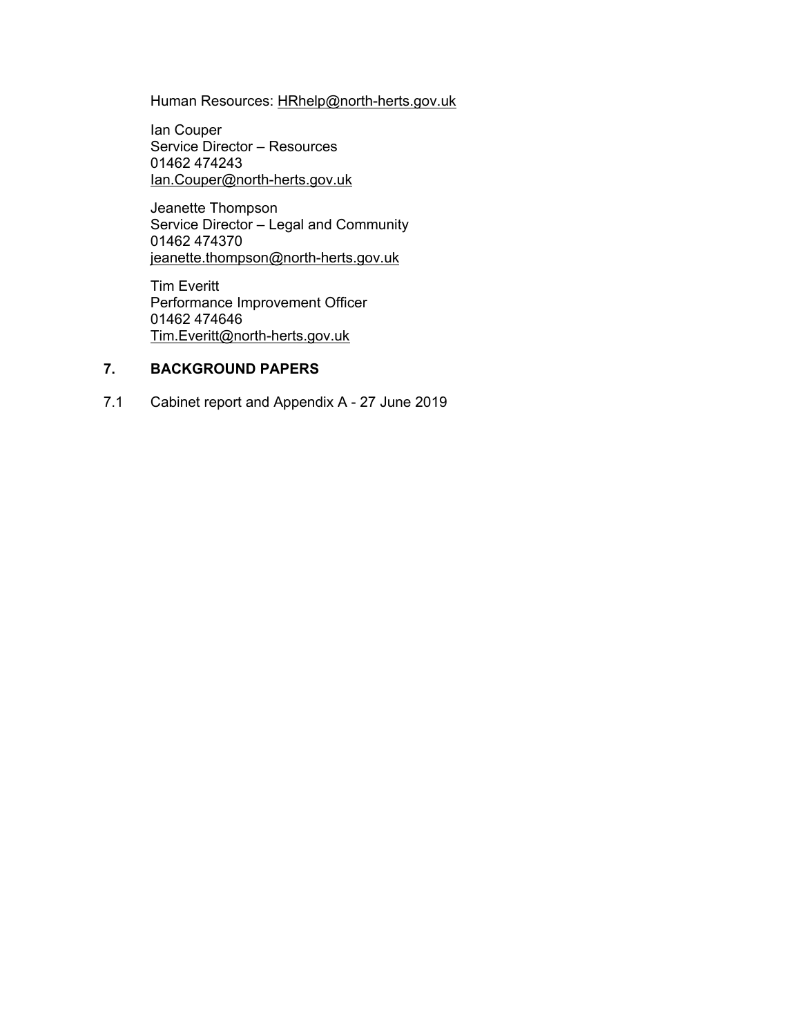Human Resources: HRhelp@north-herts.gov.uk

Ian Couper
Service Director – Resources
01462 474243
Ian.Couper@north-herts.gov.uk

Jeanette Thompson
Service Director – Legal and Community
01462 474370
jeanette.thompson@north-herts.gov.uk

Tim Everitt
Performance Improvement Officer
01462 474646
Tim.Everitt@north-herts.gov.uk

## 7. BACKGROUND PAPERS

7.1 Cabinet report and Appendix A - 27 June 2019